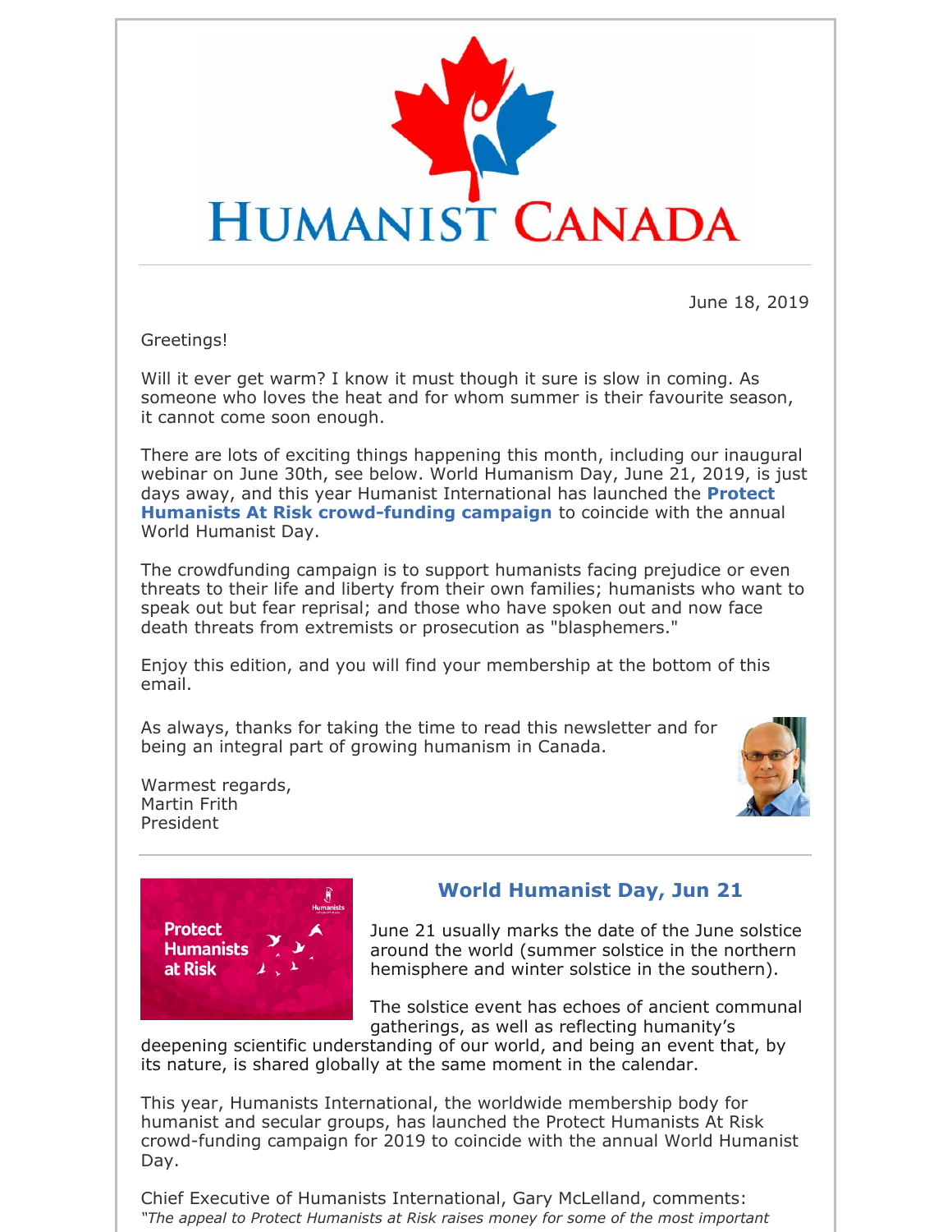# HUMANIST CANADA

June 18, 2019

Greetings!

Will it ever get warm? I know it must though it sure is slow in coming. As someone who loves the heat and for whom summer is their favourite season, it cannot come soon enough.

There are lots of exciting things happening this month, including our inaugural webinar on June 30th, see below. World Humanism Day, June 21, 2019, is just days away, and this year Humanist International has launched the **Protect Humanists At Risk crowd-funding campaign** to coincide with the annual World Humanist Day.

The crowdfunding campaign is to support humanists facing prejudice or even threats to their life and liberty from their own families; humanists who want to speak out but fear reprisal; and those who have spoken out and now face death threats from extremists or prosecution as "blasphemers."

Enjoy this edition, and you will find your membership at the bottom of this email.

As always, thanks for taking the time to read this newsletter and for being an integral part of growing humanism in Canada.

Warmest regards,
Martin Frith
President

## World Humanist Day, Jun 21

Protect Humanists at Risk

June 21 usually marks the date of the June solstice around the world (summer solstice in the northern hemisphere and winter solstice in the southern).

The solstice event has echoes of ancient communal gatherings, as well as reflecting humanity's deepening scientific understanding of our world, and being an event that, by its nature, is shared globally at the same moment in the calendar.

This year, Humanists International, the worldwide membership body for humanist and secular groups, has launched the Protect Humanists At Risk crowd-funding campaign for 2019 to coincide with the annual World Humanist Day.

Chief Executive of Humanists International, Gary McLelland, comments:
*"The appeal to Protect Humanists at Risk raises money for some of the most important*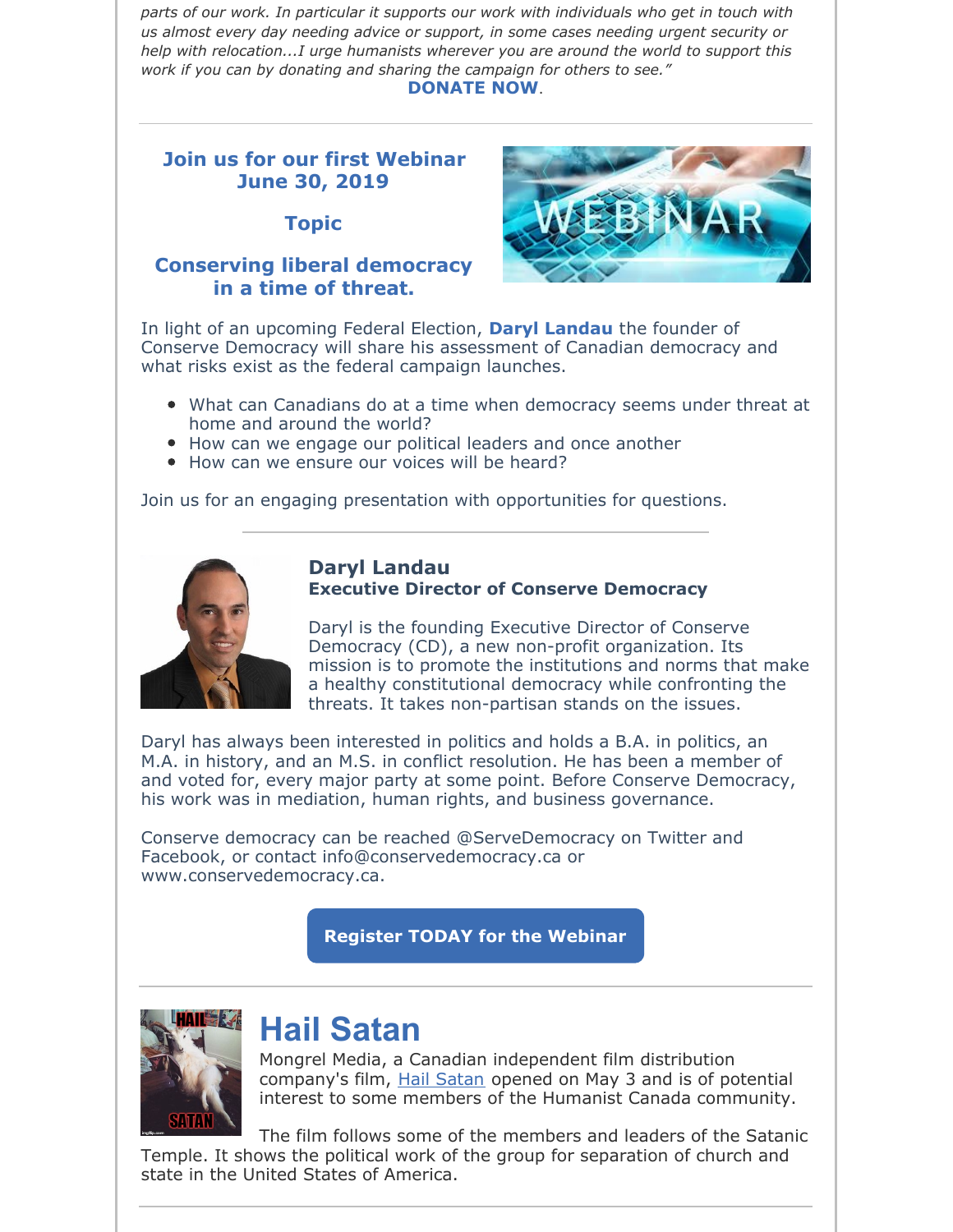*parts of our work. In particular it supports our work with individuals who get in touch with us almost every day needing advice or support, in some cases needing urgent security or help with relocation...I urge humanists wherever you are around the world to support this work if you can by donating and sharing the campaign for others to see."*

**DONATE NOW**.

---

## Join us for our first Webinar June 30, 2019

### Topic

### Conserving liberal democracy in a time of threat.

In light of an upcoming Federal Election, **Daryl Landau** the founder of Conserve Democracy will share his assessment of Canadian democracy and what risks exist as the federal campaign launches.

- What can Canadians do at a time when democracy seems under threat at home and around the world?
- How can we engage our political leaders and once another
- How can we ensure our voices will be heard?

Join us for an engaging presentation with opportunities for questions.

---

**Daryl Landau**
**Executive Director of Conserve Democracy**

Daryl is the founding Executive Director of Conserve Democracy (CD), a new non-profit organization. Its mission is to promote the institutions and norms that make a healthy constitutional democracy while confronting the threats. It takes non-partisan stands on the issues.

Daryl has always been interested in politics and holds a B.A. in politics, an M.A. in history, and an M.S. in conflict resolution. He has been a member of and voted for, every major party at some point. Before Conserve Democracy, his work was in mediation, human rights, and business governance.

Conserve democracy can be reached @ServeDemocracy on Twitter and Facebook, or contact info@conservedemocracy.ca or www.conservedemocracy.ca.

**Register TODAY for the Webinar**

---

# Hail Satan

Mongrel Media, a Canadian independent film distribution company's film, Hail Satan opened on May 3 and is of potential interest to some members of the Humanist Canada community.

The film follows some of the members and leaders of the Satanic Temple. It shows the political work of the group for separation of church and state in the United States of America.

---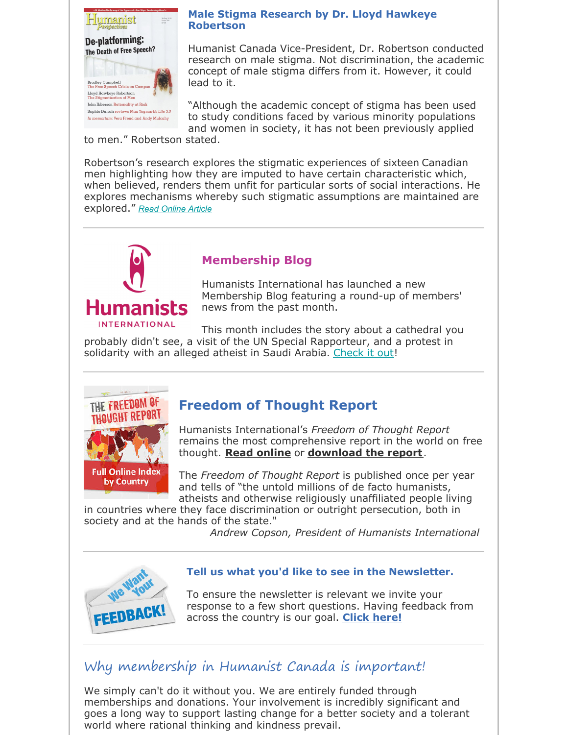### Male Stigma Research by Dr. Lloyd Hawkeye Robertson

Humanist Canada Vice-President, Dr. Robertson conducted research on male stigma. Not discrimination, the academic concept of male stigma differs from it. However, it could lead to it.

"Although the academic concept of stigma has been used to study conditions faced by various minority populations and women in society, it has not been previously applied to men." Robertson stated.

Robertson's research explores the stigmatic experiences of sixteen Canadian men highlighting how they are imputed to have certain characteristic which, when believed, renders them unfit for particular sorts of social interactions. He explores mechanisms whereby such stigmatic assumptions are maintained are explored." *Read Online Article*

---

### Membership Blog

Humanists International has launched a new Membership Blog featuring a round-up of members' news from the past month.

This month includes the story about a cathedral you probably didn't see, a visit of the UN Special Rapporteur, and a protest in solidarity with an alleged atheist in Saudi Arabia. Check it out!

---

## Freedom of Thought Report

Humanists International's *Freedom of Thought Report* remains the most comprehensive report in the world on free thought. **Read online** or **download the report**.

The *Freedom of Thought Report* is published once per year and tells of "the untold millions of de facto humanists, atheists and otherwise religiously unaffiliated people living in countries where they face discrimination or outright persecution, both in society and at the hands of the state."

*Andrew Copson, President of Humanists International*

---

### Tell us what you'd like to see in the Newsletter.

To ensure the newsletter is relevant we invite your response to a few short questions. Having feedback from across the country is our goal. **Click here!**

---

## Why membership in Humanist Canada is important!

We simply can't do it without you. We are entirely funded through memberships and donations. Your involvement is incredibly significant and goes a long way to support lasting change for a better society and a tolerant world where rational thinking and kindness prevail.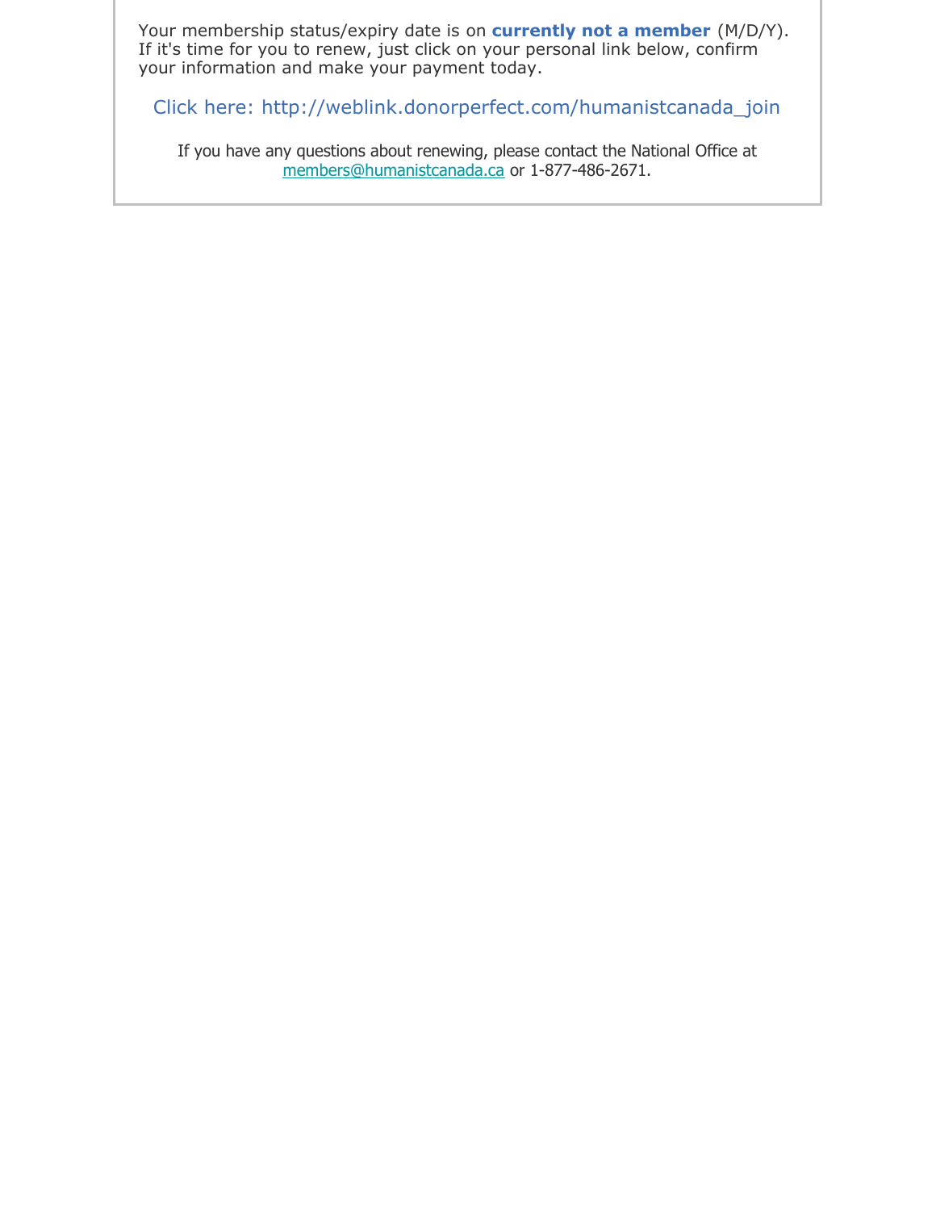Your membership status/expiry date is on **currently not a member** (M/D/Y). If it's time for you to renew, just click on your personal link below, confirm your information and make your payment today.

Click here: http://weblink.donorperfect.com/humanistcanada_join

If you have any questions about renewing, please contact the National Office at members@humanistcanada.ca or 1-877-486-2671.